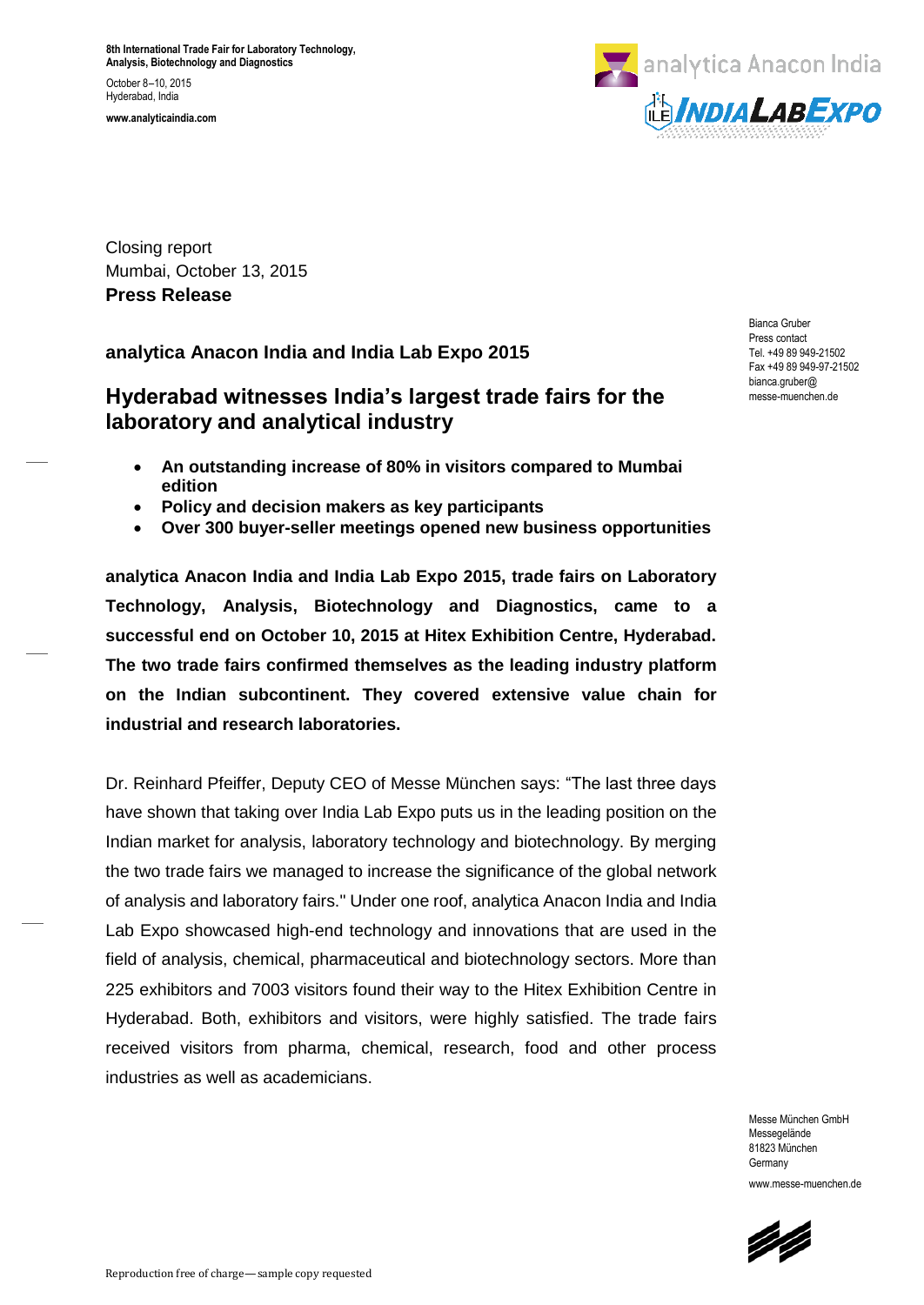8th International Trade Fair for Laboratory Technology, Analysis, Biotechnology and Diagnostics

October 8–10, 2015
Hyderabad, India

www.analyticaindia.com

Closing report
Mumbai, October 13, 2015
**Press Release**

Bianca Gruber
Press contact
Tel. +49 89 949-21502
Fax +49 89 949-97-21502
bianca.gruber@
messe-muenchen.de

**analytica Anacon India and India Lab Expo 2015**

## Hyderabad witnesses India's largest trade fairs for the laboratory and analytical industry

- **An outstanding increase of 80% in visitors compared to Mumbai edition**
- **Policy and decision makers as key participants**
- **Over 300 buyer-seller meetings opened new business opportunities**

**analytica Anacon India and India Lab Expo 2015, trade fairs on Laboratory Technology, Analysis, Biotechnology and Diagnostics, came to a successful end on October 10, 2015 at Hitex Exhibition Centre, Hyderabad. The two trade fairs confirmed themselves as the leading industry platform on the Indian subcontinent. They covered extensive value chain for industrial and research laboratories.**

Dr. Reinhard Pfeiffer, Deputy CEO of Messe München says: "The last three days have shown that taking over India Lab Expo puts us in the leading position on the Indian market for analysis, laboratory technology and biotechnology. By merging the two trade fairs we managed to increase the significance of the global network of analysis and laboratory fairs." Under one roof, analytica Anacon India and India Lab Expo showcased high-end technology and innovations that are used in the field of analysis, chemical, pharmaceutical and biotechnology sectors. More than 225 exhibitors and 7003 visitors found their way to the Hitex Exhibition Centre in Hyderabad. Both, exhibitors and visitors, were highly satisfied. The trade fairs received visitors from pharma, chemical, research, food and other process industries as well as academicians.

Messe München GmbH
Messegelände
81823 München
Germany

www.messe-muenchen.de

Reproduction free of charge— sample copy requested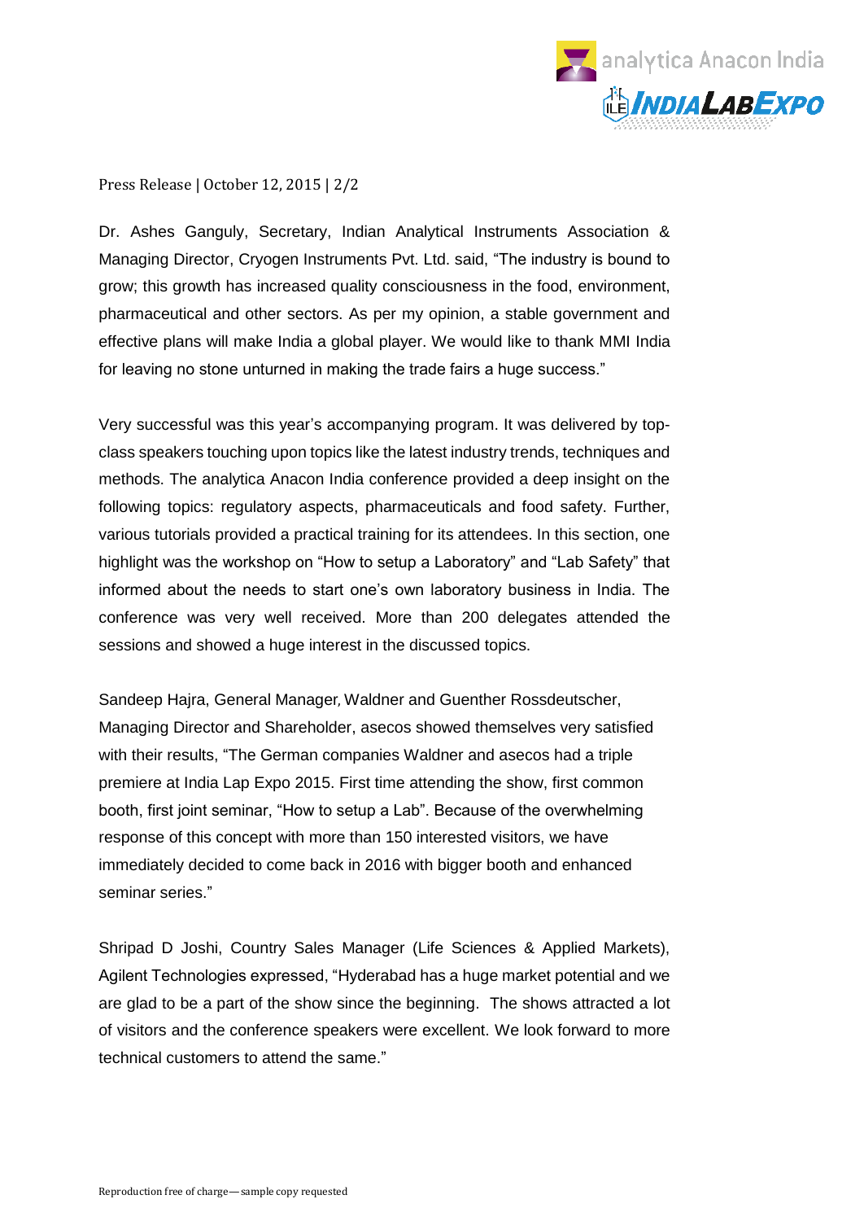Press Release | October 12, 2015 | 2/2

Dr. Ashes Ganguly, Secretary, Indian Analytical Instruments Association & Managing Director, Cryogen Instruments Pvt. Ltd. said, “The industry is bound to grow; this growth has increased quality consciousness in the food, environment, pharmaceutical and other sectors. As per my opinion, a stable government and effective plans will make India a global player. We would like to thank MMI India for leaving no stone unturned in making the trade fairs a huge success.”

Very successful was this year’s accompanying program. It was delivered by top-class speakers touching upon topics like the latest industry trends, techniques and methods. The analytica Anacon India conference provided a deep insight on the following topics: regulatory aspects, pharmaceuticals and food safety. Further, various tutorials provided a practical training for its attendees. In this section, one highlight was the workshop on “How to setup a Laboratory” and “Lab Safety” that informed about the needs to start one’s own laboratory business in India. The conference was very well received. More than 200 delegates attended the sessions and showed a huge interest in the discussed topics.

Sandeep Hajra, General Manager, Waldner and Guenther Rossdeutscher, Managing Director and Shareholder, asecos showed themselves very satisfied with their results, “The German companies Waldner and asecos had a triple premiere at India Lap Expo 2015. First time attending the show, first common booth, first joint seminar, “How to setup a Lab”. Because of the overwhelming response of this concept with more than 150 interested visitors, we have immediately decided to come back in 2016 with bigger booth and enhanced seminar series.”

Shripad D Joshi, Country Sales Manager (Life Sciences & Applied Markets), Agilent Technologies expressed, “Hyderabad has a huge market potential and we are glad to be a part of the show since the beginning. The shows attracted a lot of visitors and the conference speakers were excellent. We look forward to more technical customers to attend the same.”

Reproduction free of charge— sample copy requested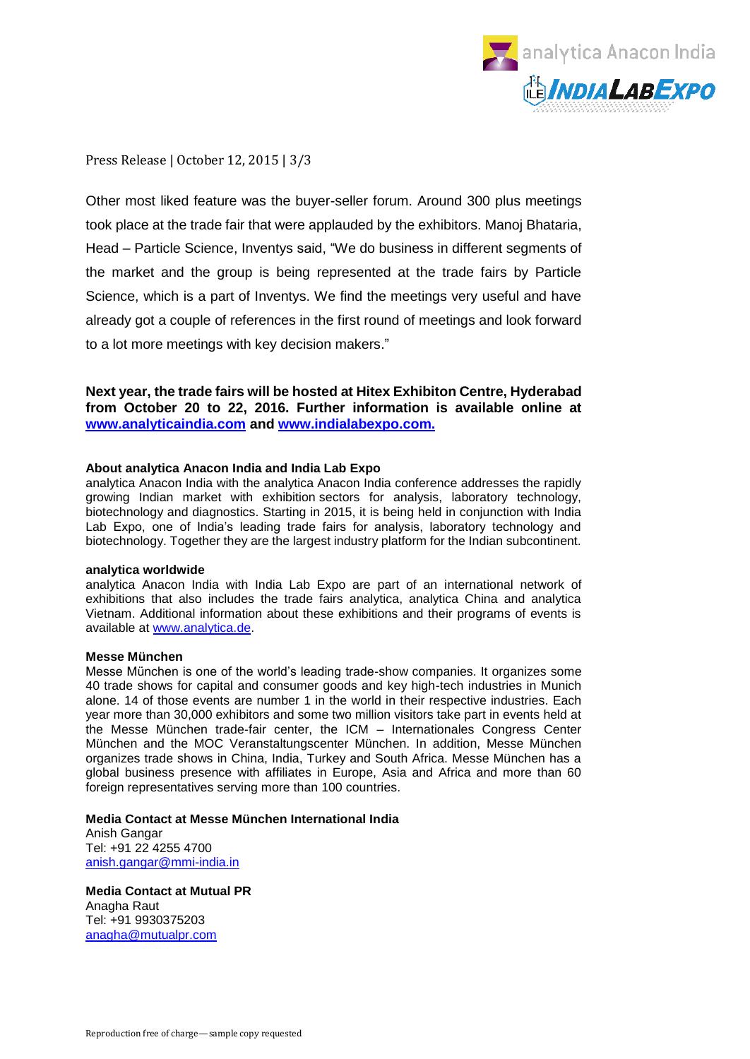Press Release | October 12, 2015 | 3/3

Other most liked feature was the buyer-seller forum. Around 300 plus meetings took place at the trade fair that were applauded by the exhibitors. Manoj Bhataria, Head – Particle Science, Inventys said, "We do business in different segments of the market and the group is being represented at the trade fairs by Particle Science, which is a part of Inventys. We find the meetings very useful and have already got a couple of references in the first round of meetings and look forward to a lot more meetings with key decision makers."

**Next year, the trade fairs will be hosted at Hitex Exhibiton Centre, Hyderabad from October 20 to 22, 2016. Further information is available online at [www.analyticaindia.com](www.analyticaindia.com) and [www.indialabexpo.com.](www.indialabexpo.com)**

**About analytica Anacon India and India Lab Expo**

analytica Anacon India with the analytica Anacon India conference addresses the rapidly growing Indian market with exhibition sectors for analysis, laboratory technology, biotechnology and diagnostics. Starting in 2015, it is being held in conjunction with India Lab Expo, one of India's leading trade fairs for analysis, laboratory technology and biotechnology. Together they are the largest industry platform for the Indian subcontinent.

**analytica worldwide**

analytica Anacon India with India Lab Expo are part of an international network of exhibitions that also includes the trade fairs analytica, analytica China and analytica Vietnam. Additional information about these exhibitions and their programs of events is available at [www.analytica.de](www.analytica.de).

**Messe München**

Messe München is one of the world's leading trade-show companies. It organizes some 40 trade shows for capital and consumer goods and key high-tech industries in Munich alone. 14 of those events are number 1 in the world in their respective industries. Each year more than 30,000 exhibitors and some two million visitors take part in events held at the Messe München trade-fair center, the ICM – Internationales Congress Center München and the MOC Veranstaltungscenter München. In addition, Messe München organizes trade shows in China, India, Turkey and South Africa. Messe München has a global business presence with affiliates in Europe, Asia and Africa and more than 60 foreign representatives serving more than 100 countries.

**Media Contact at Messe München International India**

Anish Gangar
Tel: +91 22 4255 4700
[anish.gangar@mmi-india.in](mailto:anish.gangar@mmi-india.in)

**Media Contact at Mutual PR**

Anagha Raut
Tel: +91 9930375203
[anagha@mutualpr.com](mailto:anagha@mutualpr.com)

Reproduction free of charge—sample copy requested